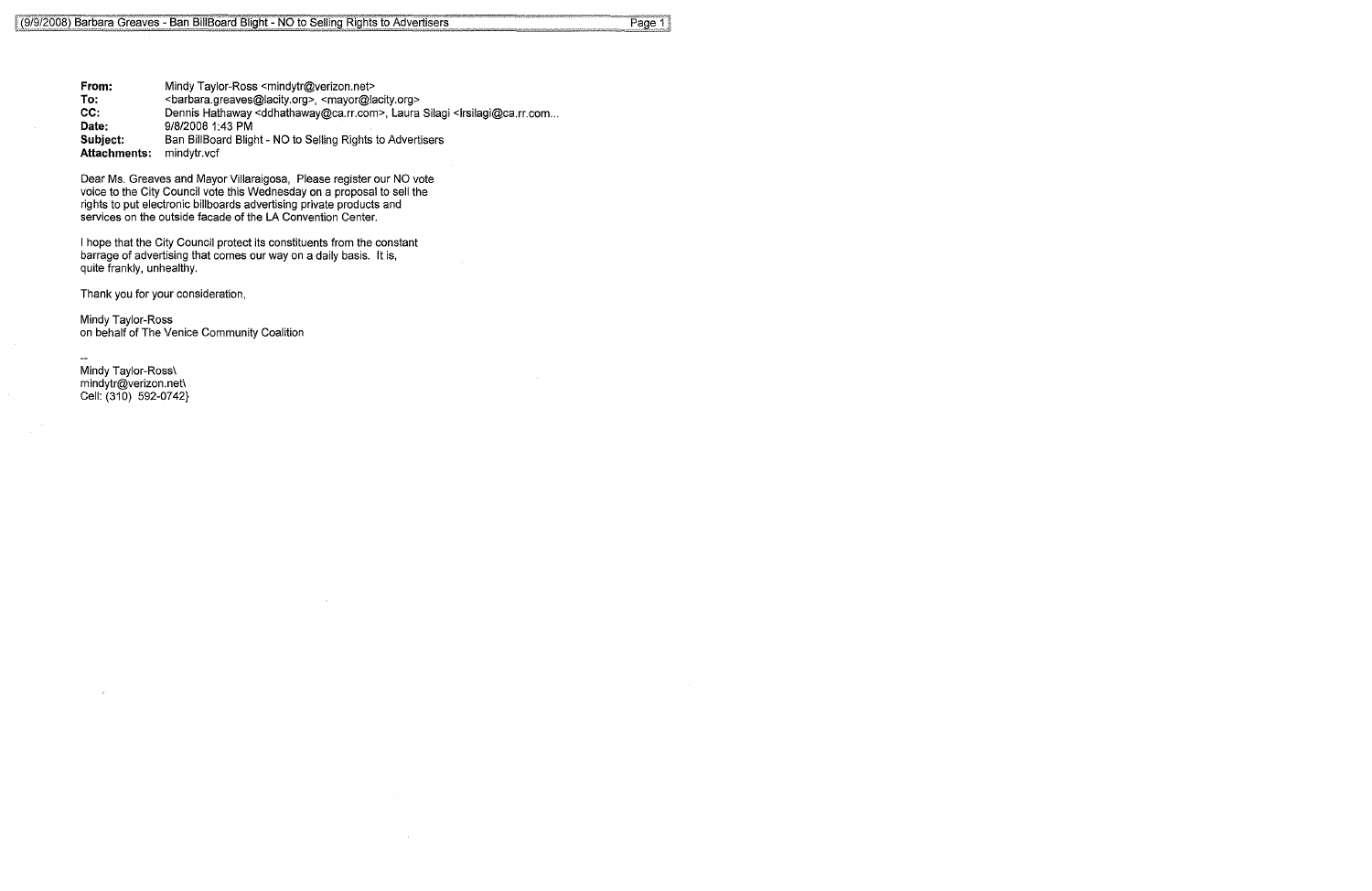**From:** Mindy Taylor-Ross <mindytr@verizon.net>
**To:** <barbara.greaves@lacity.org>, <mayor@lacity.org>
**CC:** Dennis Hathaway <ddhathaway@ca.rr.com>, Laura Silagi <lrsilagi@ca.rr.com...
**Date:** 9/8/2008 1:43 PM
**Subject:** Ban BillBoard Blight - NO to Selling Rights to Advertisers
**Attachments:** mindytr.vcf

Dear Ms. Greaves and Mayor Villaraigosa, Please register our NO vote voice to the City Council vote this Wednesday on a proposal to sell the rights to put electronic billboards advertising private products and services on the outside facade of the LA Convention Center.

I hope that the City Council protect its constituents from the constant barrage of advertising that comes our way on a daily basis. It is, quite frankly, unhealthy.

Thank you for your consideration,

Mindy Taylor-Ross
on behalf of The Venice Community Coalition

--
Mindy Taylor-Ross\
mindytr@verizon.net\
Cell: (310) 592-0742}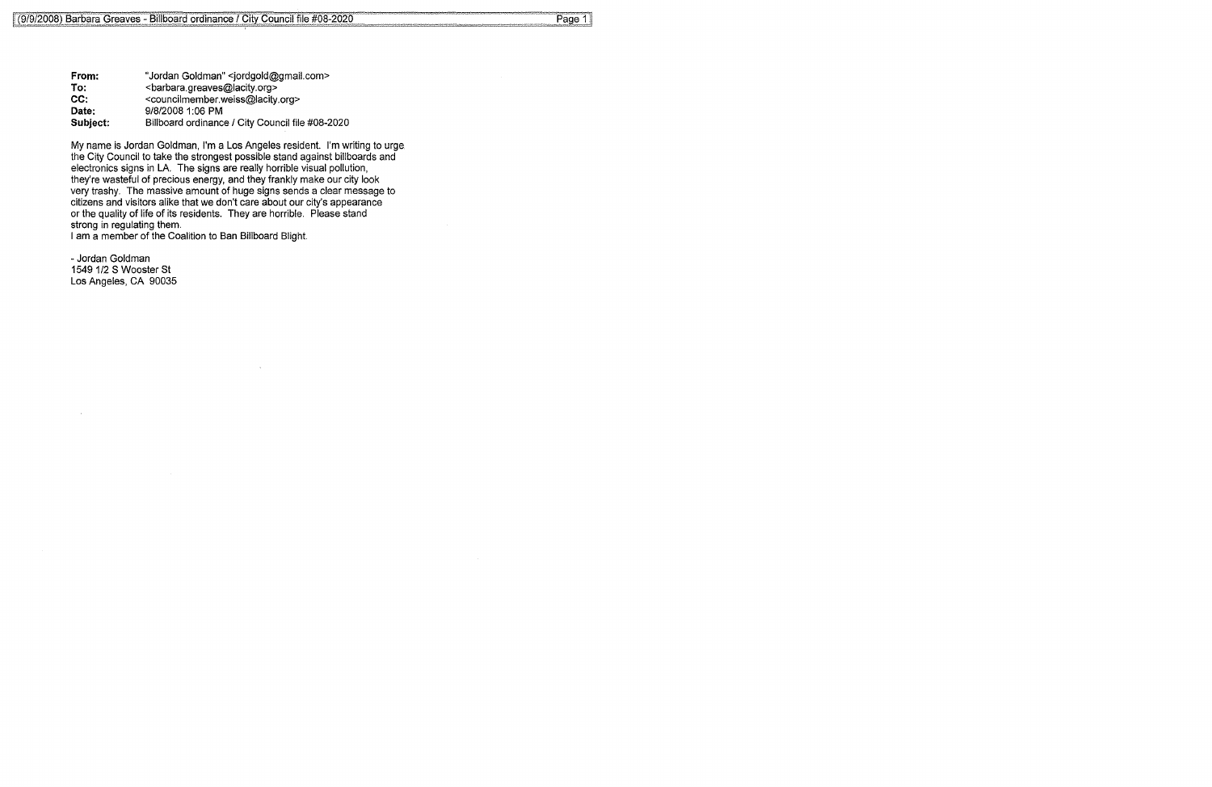**From:** "Jordan Goldman" <jordgold@gmail.com>
**To:** <barbara.greaves@lacity.org>
**CC:** <councilmember.weiss@lacity.org>
**Date:** 9/8/2008 1:06 PM
**Subject:** Billboard ordinance / City Council file #08-2020

My name is Jordan Goldman, I'm a Los Angeles resident. I'm writing to urge the City Council to take the strongest possible stand against billboards and electronics signs in LA. The signs are really horrible visual pollution, they're wasteful of precious energy, and they frankly make our city look very trashy. The massive amount of huge signs sends a clear message to citizens and visitors alike that we don't care about our city's appearance or the quality of life of its residents. They are horrible. Please stand strong in regulating them.
I am a member of the Coalition to Ban Billboard Blight.

- Jordan Goldman
1549 1/2 S Wooster St
Los Angeles, CA 90035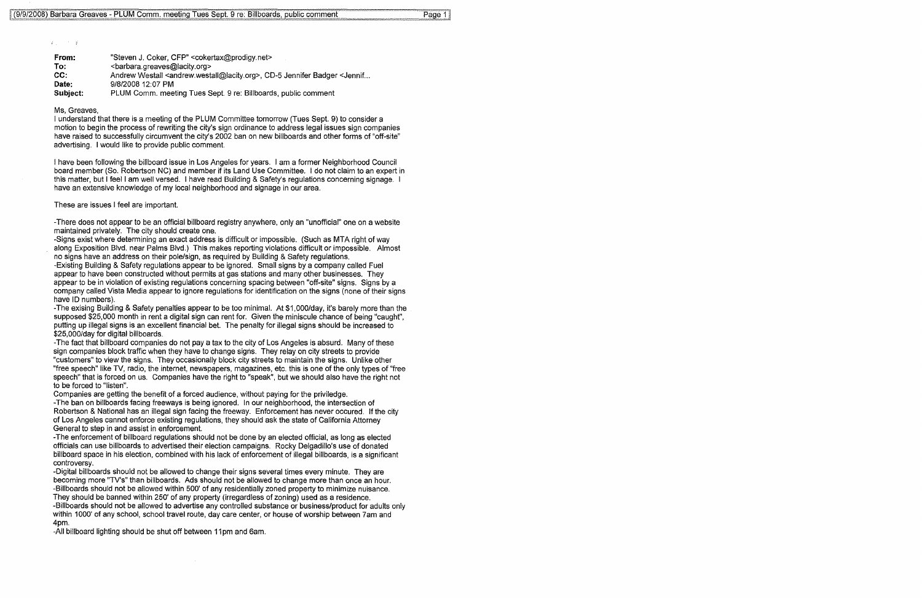**From:** "Steven J. Coker, CFP" <cokertax@prodigy.net>
**To:** <barbara.greaves@lacity.org>
**CC:** Andrew Westall <andrew.westall@lacity.org>, CD-5 Jennifer Badger <Jennif...
**Date:** 9/8/2008 12:07 PM
**Subject:** PLUM Comm. meeting Tues Sept. 9 re: Billboards, public comment

Ms, Greaves,

I understand that there is a meeting of the PLUM Committee tomorrow (Tues Sept. 9) to consider a motion to begin the process of rewriting the city's sign ordinance to address legal issues sign companies have raised to successfully circumvent the city's 2002 ban on new billboards and other forms of "off-site" advertising. I would like to provide public comment.

I have been following the billboard issue in Los Angeles for years. I am a former Neighborhood Council board member (So. Robertson NC) and member if its Land Use Committee. I do not claim to an expert in this matter, but I feel I am well versed. I have read Building & Safety's regulations concerning signage. I have an extensive knowledge of my local neighborhood and signage in our area.

These are issues I feel are important.

-There does not appear to be an official billboard registry anywhere, only an "unofficial" one on a website maintained privately. The city should create one.
-Signs exist where determining an exact address is difficult or impossible. (Such as MTA right of way along Exposition Blvd. near Palms Blvd.) This makes reporting violations difficult or impossible. Almost no signs have an address on their pole/sign, as required by Building & Safety regulations.
-Existing Building & Safety regulations appear to be ignored. Small signs by a company called Fuel appear to have been constructed without permits at gas stations and many other businesses. They appear to be in violation of existing regulations concerning spacing between "off-site" signs. Signs by a company called Vista Media appear to ignore regulations for identification on the signs (none of their signs have ID numbers).
-The exising Building & Safety penalties appear to be too minimal. At $1,000/day, it's barely more than the supposed $25,000 month in rent a digital sign can rent for. Given the miniscule chance of being "caught", putting up illegal signs is an excellent financial bet. The penalty for illegal signs should be increased to $25,000/day for digital billboards.
-The fact that billboard companies do not pay a tax to the city of Los Angeles is absurd. Many of these sign companies block traffic when they have to change signs. They relay on city streets to provide "customers" to view the signs. They occasionally block city streets to maintain the signs. Unlike other "free speech" like TV, radio, the internet, newspapers, magazines, etc. this is one of the only types of "free speech" that is forced on us. Companies have the right to "speak", but we should also have the right not to be forced to "listen".
Companies are getting the benefit of a forced audience, without paying for the priviledge.
-The ban on billboards facing freeways is being ignored. In our neighborhood, the intersection of Robertson & National has an illegal sign facing the freeway. Enforcement has never occured. If the city of Los Angeles cannot enforce existing regulations, they should ask the state of California Attorney General to step in and assist in enforcement.
-The enforcement of billboard regulations should not be done by an elected official, as long as elected officials can use billboards to advertised their election campaigns. Rocky Delgadillo's use of donated billboard space in his election, combined with his lack of enforcement of illegal billboards, is a significant controversy.
-Digital billboards should not be allowed to change their signs several times every minute. They are becoming more "TV's" than billboards. Ads should not be allowed to change more than once an hour.
-Billboards should not be allowed within 500' of any residentially zoned property to minimize nuisance. They should be banned within 250' of any property (irregardless of zoning) used as a residence.
-Billboards should not be allowed to advertise any controlled substance or business/product for adults only within 1000' of any school, school travel route, day care center, or house of worship between 7am and 4pm.
-All billboard lighting should be shut off between 11pm and 6am.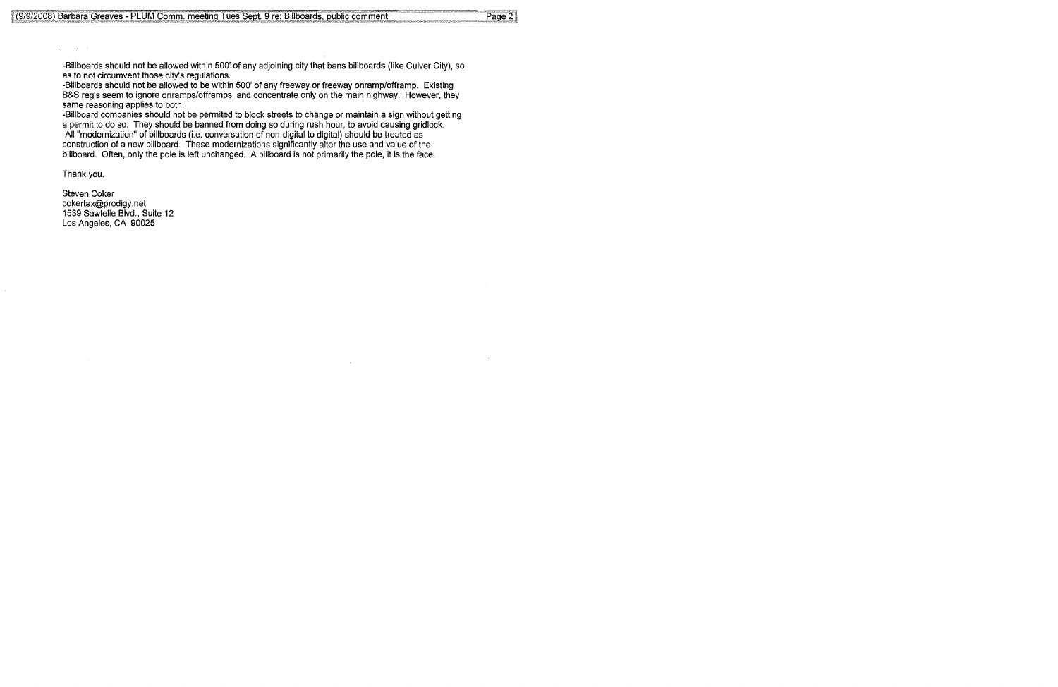-Billboards should not be allowed within 500' of any adjoining city that bans billboards (like Culver City), so as to not circumvent those city's regulations.
-Billboards should not be allowed to be within 500' of any freeway or freeway onramp/offramp. Existing B&S reg's seem to ignore onramps/offramps, and concentrate only on the main highway. However, they same reasoning applies to both.
-Billboard companies should not be permited to block streets to change or maintain a sign without getting a permit to do so. They should be banned from doing so during rush hour, to avoid causing gridlock.
-All "modernization" of billboards (i.e. conversation of non-digital to digital) should be treated as construction of a new billboard. These modernizations significantly alter the use and value of the billboard. Often, only the pole is left unchanged. A billboard is not primarily the pole, it is the face.

Thank you.

Steven Coker
cokertax@prodigy.net
1539 Sawtelle Blvd., Suite 12
Los Angeles, CA 90025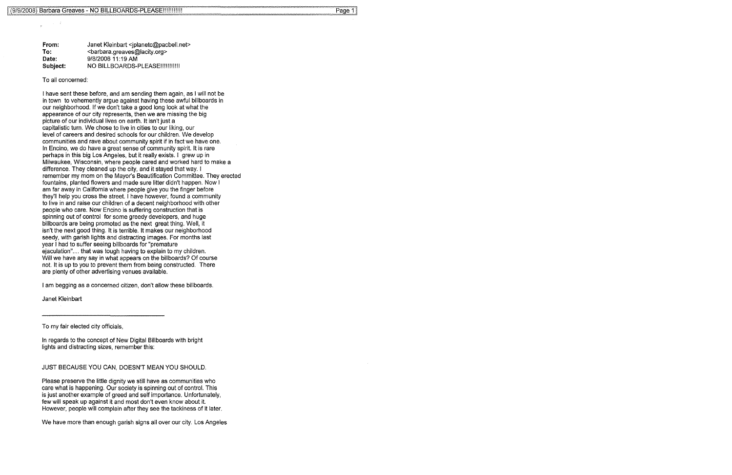**From:** Janet Kleinbart <jplanetc@pacbell.net>
**To:** <barbara.greaves@lacity.org>
**Date:** 9/8/2008 11:19 AM
**Subject:** NO BILLBOARDS-PLEASE!!!!!!!!!!!

To all concerned:

I have sent these before, and am sending them again, as I will not be in town to vehemently argue against having these awful billboards in our neighborhood. If we don't take a good long look at what the appearance of our city represents, then we are missing the big picture of our individual lives on earth. It isn't just a capitalistic turn. We chose to live in cities to our liking, our level of careers and desired schools for our children. We develop communities and rave about community spirit if in fact we have one. In Encino, we do have a great sense of community spirit. It is rare perhaps in this big Los Angeles, but it really exists. I grew up in Milwaukee, Wisconsin, where people cared and worked hard to make a difference. They cleaned up the city, and it stayed that way. I remember my mom on the Mayor's Beautification Committee. They erected fountains, planted flowers and made sure litter didn't happen. Now I am far away in California where people give you the finger before they'll help you cross the street. I have however, found a community to live in and raise our children of a decent neighborhood with other people who care. Now Encino is suffering construction that is spinning out of control for some greedy developers, and huge billboards are being promoted as the next great thing. Well, it isn't the next good thing. It is terrible. It makes our neighborhood seedy, with garish lights and distracting images. For months last year I had to suffer seeing billboards for "premature ejaculation".... that was tough having to explain to my children. Will we have any say in what appears on the billboards? Of course not. It is up to you to prevent them from being constructed. There are plenty of other advertising venues available.

I am begging as a concerned citizen, don't allow these billboards.

Janet Kleinbart

---

To my fair elected city officials,

In regards to the concept of New Digital Billboards with bright lights and distracting sizes, remember this:

JUST BECAUSE YOU CAN, DOESN'T MEAN YOU SHOULD.

Please preserve the little dignity we still have as communities who care what is happening. Our society is spinning out of control. This is just another example of greed and self importance. Unfortunately, few will speak up against it and most don't even know about it. However, people will complain after they see the tackiness of it later.

We have more than enough garish signs all over our city. Los Angeles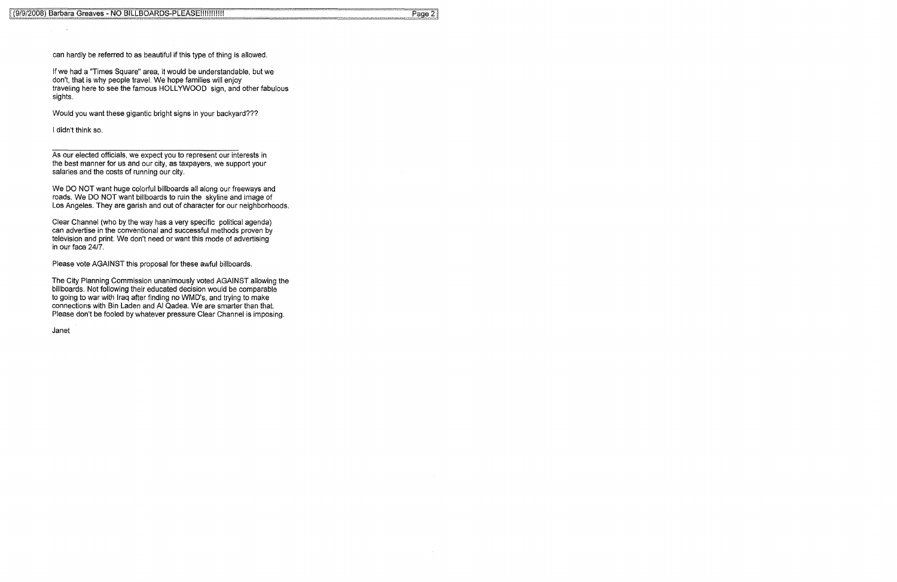can hardly be referred to as beautiful if this type of thing is allowed.

If we had a "Times Square" area, it would be understandable, but we don't, that is why people travel. We hope families will enjoy traveling here to see the famous HOLLYWOOD sign, and other fabulous sights.

Would you want these gigantic bright signs in your backyard???

I didn't think so.

---

As our elected officials, we expect you to represent our interests in the best manner for us and our city, as taxpayers, we support your salaries and the costs of running our city.

We DO NOT want huge colorful billboards all along our freeways and roads. We DO NOT want billboards to ruin the skyline and image of Los Angeles. They are garish and out of character for our neighborhoods.

Clear Channel (who by the way has a very specific political agenda) can advertise in the conventional and successful methods proven by television and print. We don't need or want this mode of advertising in our face 24/7.

Please vote AGAINST this proposal for these awful billboards.

The City Planning Commission unanimously voted AGAINST allowing the billboards. Not following their educated decision would be comparable to going to war with Iraq after finding no WMD's, and trying to make connections with Bin Laden and Al Qadea. We are smarter than that. Please don't be fooled by whatever pressure Clear Channel is imposing.

Janet